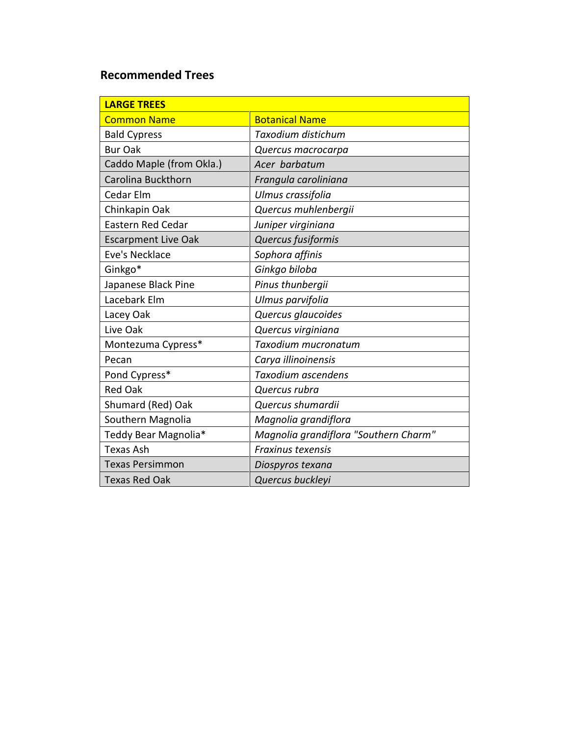## Recommended Trees

| LARGE TREES | |
|---|---|
| Common Name | Botanical Name |
| Bald Cypress | *Taxodium distichum* |
| Bur Oak | *Quercus macrocarpa* |
| Caddo Maple (from Okla.) | *Acer  barbatum* |
| Carolina Buckthorn | *Frangula caroliniana* |
| Cedar Elm | *Ulmus crassifolia* |
| Chinkapin Oak | *Quercus muhlenbergii* |
| Eastern Red Cedar | *Juniper virginiana* |
| Escarpment Live Oak | *Quercus fusiformis* |
| Eve's Necklace | *Sophora affinis* |
| Ginkgo* | *Ginkgo biloba* |
| Japanese Black Pine | *Pinus thunbergii* |
| Lacebark Elm | *Ulmus parvifolia* |
| Lacey Oak | *Quercus glaucoides* |
| Live Oak | *Quercus virginiana* |
| Montezuma Cypress* | *Taxodium mucronatum* |
| Pecan | *Carya illinoinensis* |
| Pond Cypress* | *Taxodium ascendens* |
| Red Oak | *Quercus rubra* |
| Shumard (Red) Oak | *Quercus shumardii* |
| Southern Magnolia | *Magnolia grandiflora* |
| Teddy Bear Magnolia* | *Magnolia grandiflora "Southern Charm"* |
| Texas Ash | *Fraxinus texensis* |
| Texas Persimmon | *Diospyros texana* |
| Texas Red Oak | *Quercus buckleyi* |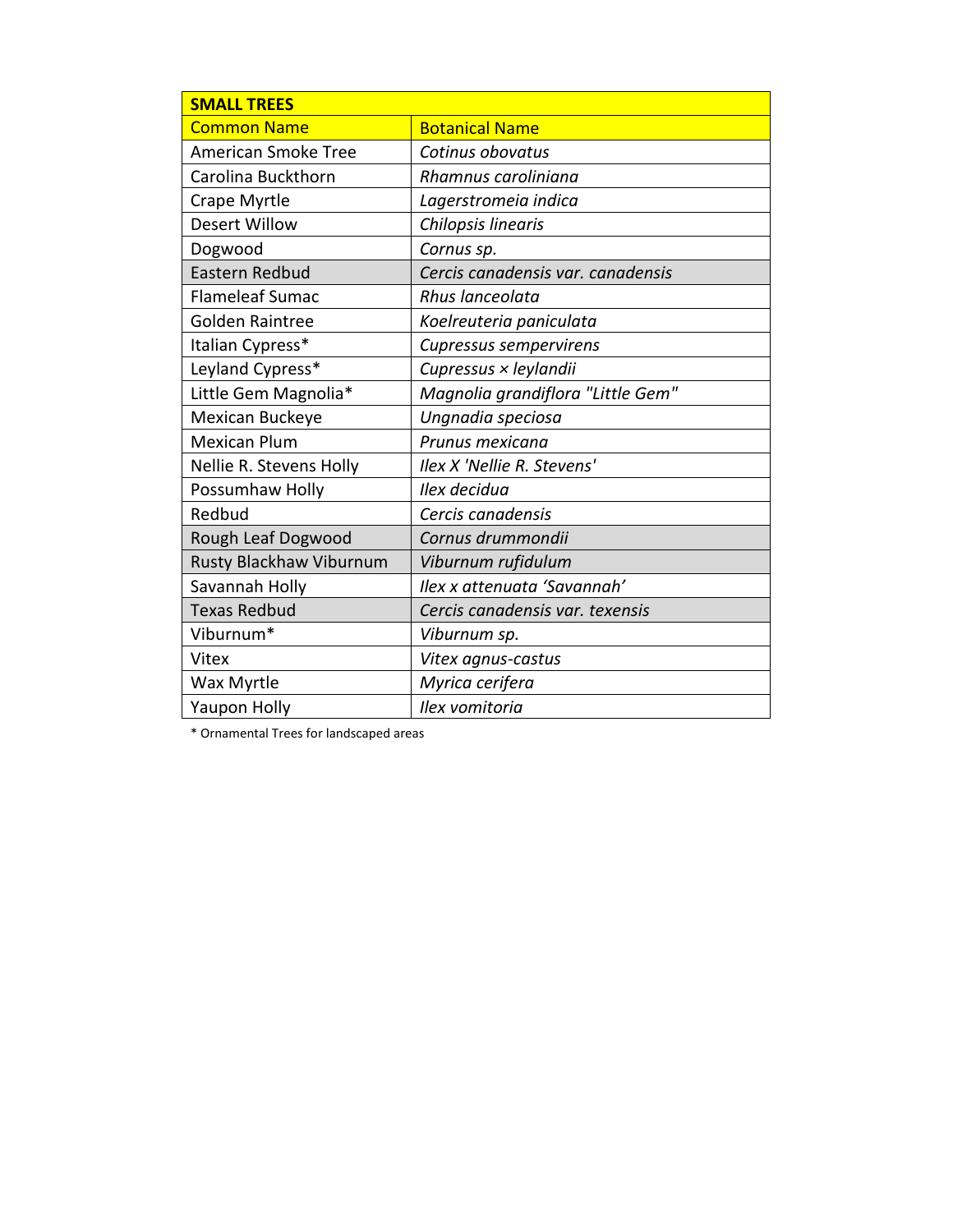| SMALL TREES | |
|---|---|
| Common Name | Botanical Name |
| American Smoke Tree | *Cotinus obovatus* |
| Carolina Buckthorn | *Rhamnus caroliniana* |
| Crape Myrtle | *Lagerstromeia indica* |
| Desert Willow | *Chilopsis linearis* |
| Dogwood | *Cornus sp.* |
| Eastern Redbud | *Cercis canadensis var. canadensis* |
| Flameleaf Sumac | *Rhus lanceolata* |
| Golden Raintree | *Koelreuteria paniculata* |
| Italian Cypress* | *Cupressus sempervirens* |
| Leyland Cypress* | *Cupressus × leylandii* |
| Little Gem Magnolia* | *Magnolia grandiflora "Little Gem"* |
| Mexican Buckeye | *Ungnadia speciosa* |
| Mexican Plum | *Prunus mexicana* |
| Nellie R. Stevens Holly | *Ilex X 'Nellie R. Stevens'* |
| Possumhaw Holly | *Ilex decidua* |
| Redbud | *Cercis canadensis* |
| Rough Leaf Dogwood | *Cornus drummondii* |
| Rusty Blackhaw Viburnum | *Viburnum rufidulum* |
| Savannah Holly | *Ilex x attenuata 'Savannah'* |
| Texas Redbud | *Cercis canadensis var. texensis* |
| Viburnum* | *Viburnum sp.* |
| Vitex | *Vitex agnus-castus* |
| Wax Myrtle | *Myrica cerifera* |
| Yaupon Holly | *Ilex vomitoria* |

* Ornamental Trees for landscaped areas